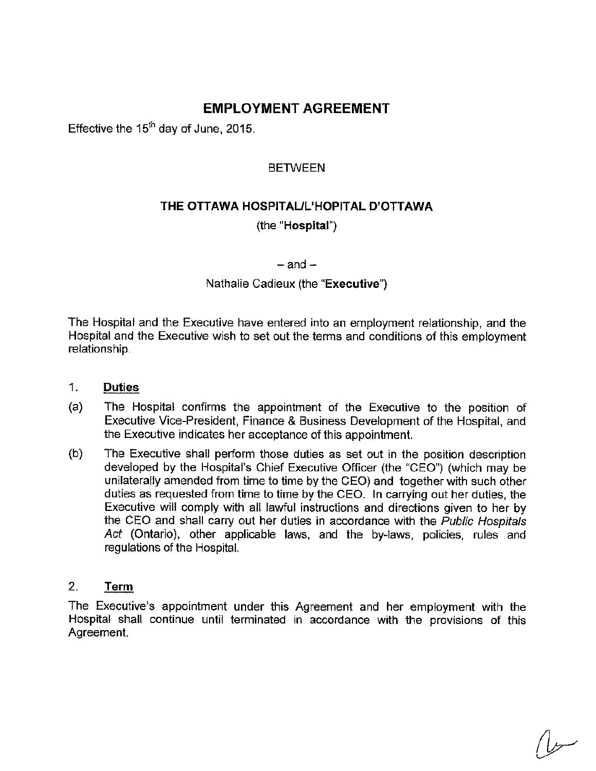# EMPLOYMENT AGREEMENT

Effective the 15th day of June, 2015.

BETWEEN

**THE OTTAWA HOSPITAL/L'HOPITAL D'OTTAWA**

(the "**Hospital**")

– and –

Nathalie Cadieux (the "**Executive**")

The Hospital and the Executive have entered into an employment relationship, and the Hospital and the Executive wish to set out the terms and conditions of this employment relationship.

## 1. Duties

(a) The Hospital confirms the appointment of the Executive to the position of Executive Vice-President, Finance & Business Development of the Hospital, and the Executive indicates her acceptance of this appointment.

(b) The Executive shall perform those duties as set out in the position description developed by the Hospital's Chief Executive Officer (the "CEO") (which may be unilaterally amended from time to time by the CEO) and together with such other duties as requested from time to time by the CEO. In carrying out her duties, the Executive will comply with all lawful instructions and directions given to her by the CEO and shall carry out her duties in accordance with the *Public Hospitals Act* (Ontario), other applicable laws, and the by-laws, policies, rules and regulations of the Hospital.

## 2. Term

The Executive's appointment under this Agreement and her employment with the Hospital shall continue until terminated in accordance with the provisions of this Agreement.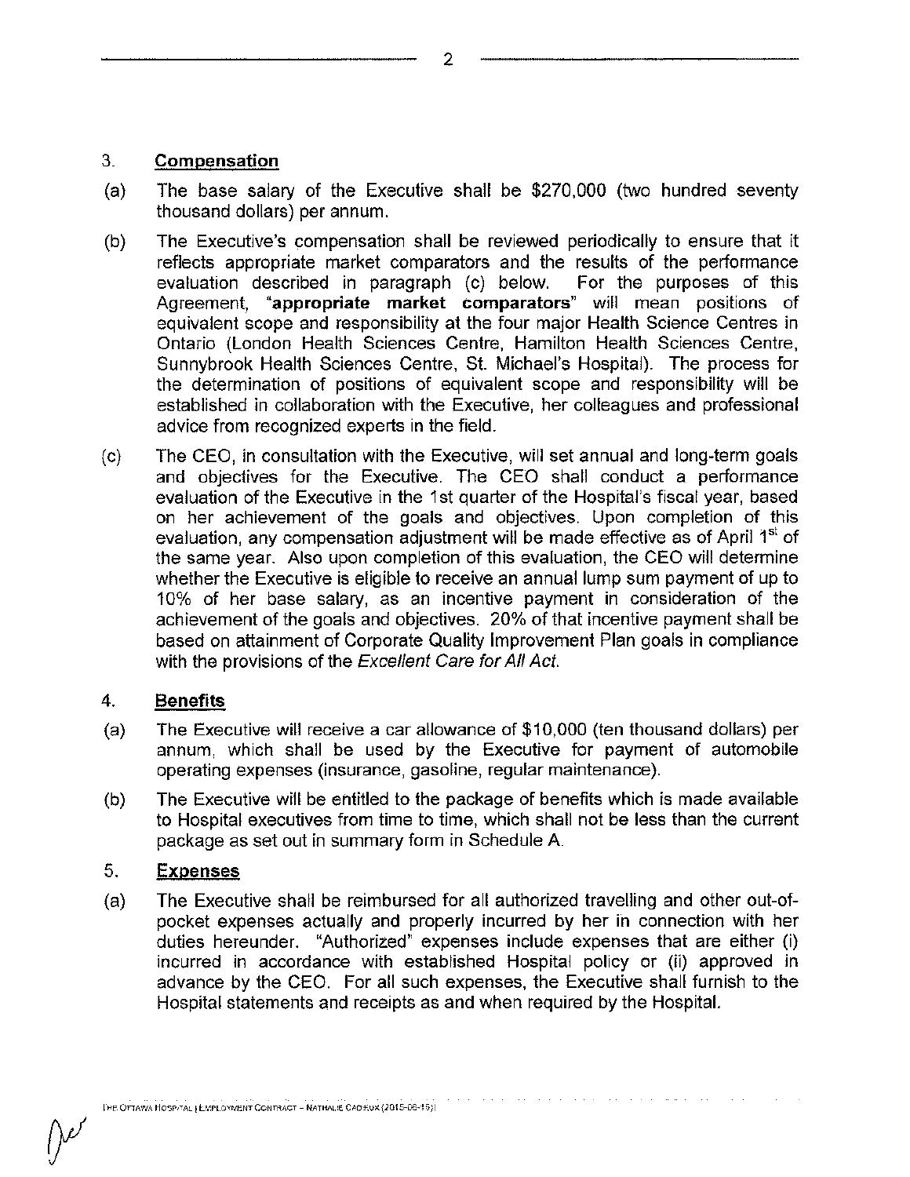## 3. Compensation

(a) The base salary of the Executive shall be $270,000 (two hundred seventy thousand dollars) per annum.

(b) The Executive's compensation shall be reviewed periodically to ensure that it reflects appropriate market comparators and the results of the performance evaluation described in paragraph (c) below. For the purposes of this Agreement, "**appropriate market comparators**" will mean positions of equivalent scope and responsibility at the four major Health Science Centres in Ontario (London Health Sciences Centre, Hamilton Health Sciences Centre, Sunnybrook Health Sciences Centre, St. Michael's Hospital). The process for the determination of positions of equivalent scope and responsibility will be established in collaboration with the Executive, her colleagues and professional advice from recognized experts in the field.

(c) The CEO, in consultation with the Executive, will set annual and long-term goals and objectives for the Executive. The CEO shall conduct a performance evaluation of the Executive in the 1st quarter of the Hospital's fiscal year, based on her achievement of the goals and objectives. Upon completion of this evaluation, any compensation adjustment will be made effective as of April 1st of the same year. Also upon completion of this evaluation, the CEO will determine whether the Executive is eligible to receive an annual lump sum payment of up to 10% of her base salary, as an incentive payment in consideration of the achievement of the goals and objectives. 20% of that incentive payment shall be based on attainment of Corporate Quality Improvement Plan goals in compliance with the provisions of the *Excellent Care for All Act*.

## 4. Benefits

(a) The Executive will receive a car allowance of $10,000 (ten thousand dollars) per annum, which shall be used by the Executive for payment of automobile operating expenses (insurance, gasoline, regular maintenance).

(b) The Executive will be entitled to the package of benefits which is made available to Hospital executives from time to time, which shall not be less than the current package as set out in summary form in Schedule A.

## 5. Expenses

(a) The Executive shall be reimbursed for all authorized travelling and other out-of-pocket expenses actually and properly incurred by her in connection with her duties hereunder. "Authorized" expenses include expenses that are either (i) incurred in accordance with established Hospital policy or (ii) approved in advance by the CEO. For all such expenses, the Executive shall furnish to the Hospital statements and receipts as and when required by the Hospital.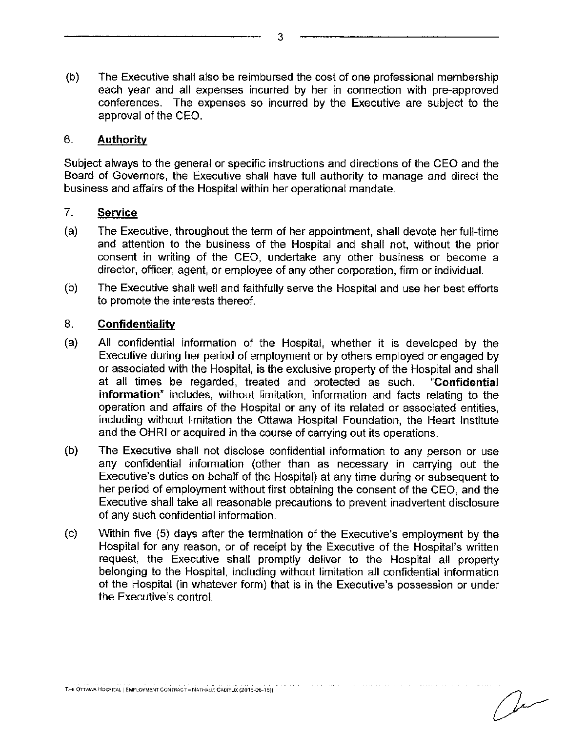(b) The Executive shall also be reimbursed the cost of one professional membership each year and all expenses incurred by her in connection with pre-approved conferences. The expenses so incurred by the Executive are subject to the approval of the CEO.

## 6. Authority

Subject always to the general or specific instructions and directions of the CEO and the Board of Governors, the Executive shall have full authority to manage and direct the business and affairs of the Hospital within her operational mandate.

## 7. Service

(a) The Executive, throughout the term of her appointment, shall devote her full-time and attention to the business of the Hospital and shall not, without the prior consent in writing of the CEO, undertake any other business or become a director, officer, agent, or employee of any other corporation, firm or individual.

(b) The Executive shall well and faithfully serve the Hospital and use her best efforts to promote the interests thereof.

## 8. Confidentiality

(a) All confidential information of the Hospital, whether it is developed by the Executive during her period of employment or by others employed or engaged by or associated with the Hospital, is the exclusive property of the Hospital and shall at all times be regarded, treated and protected as such. "**Confidential information**" includes, without limitation, information and facts relating to the operation and affairs of the Hospital or any of its related or associated entities, including without limitation the Ottawa Hospital Foundation, the Heart Institute and the OHRI or acquired in the course of carrying out its operations.

(b) The Executive shall not disclose confidential information to any person or use any confidential information (other than as necessary in carrying out the Executive's duties on behalf of the Hospital) at any time during or subsequent to her period of employment without first obtaining the consent of the CEO, and the Executive shall take all reasonable precautions to prevent inadvertent disclosure of any such confidential information.

(c) Within five (5) days after the termination of the Executive's employment by the Hospital for any reason, or of receipt by the Executive of the Hospital's written request, the Executive shall promptly deliver to the Hospital all property belonging to the Hospital, including without limitation all confidential information of the Hospital (in whatever form) that is in the Executive's possession or under the Executive's control.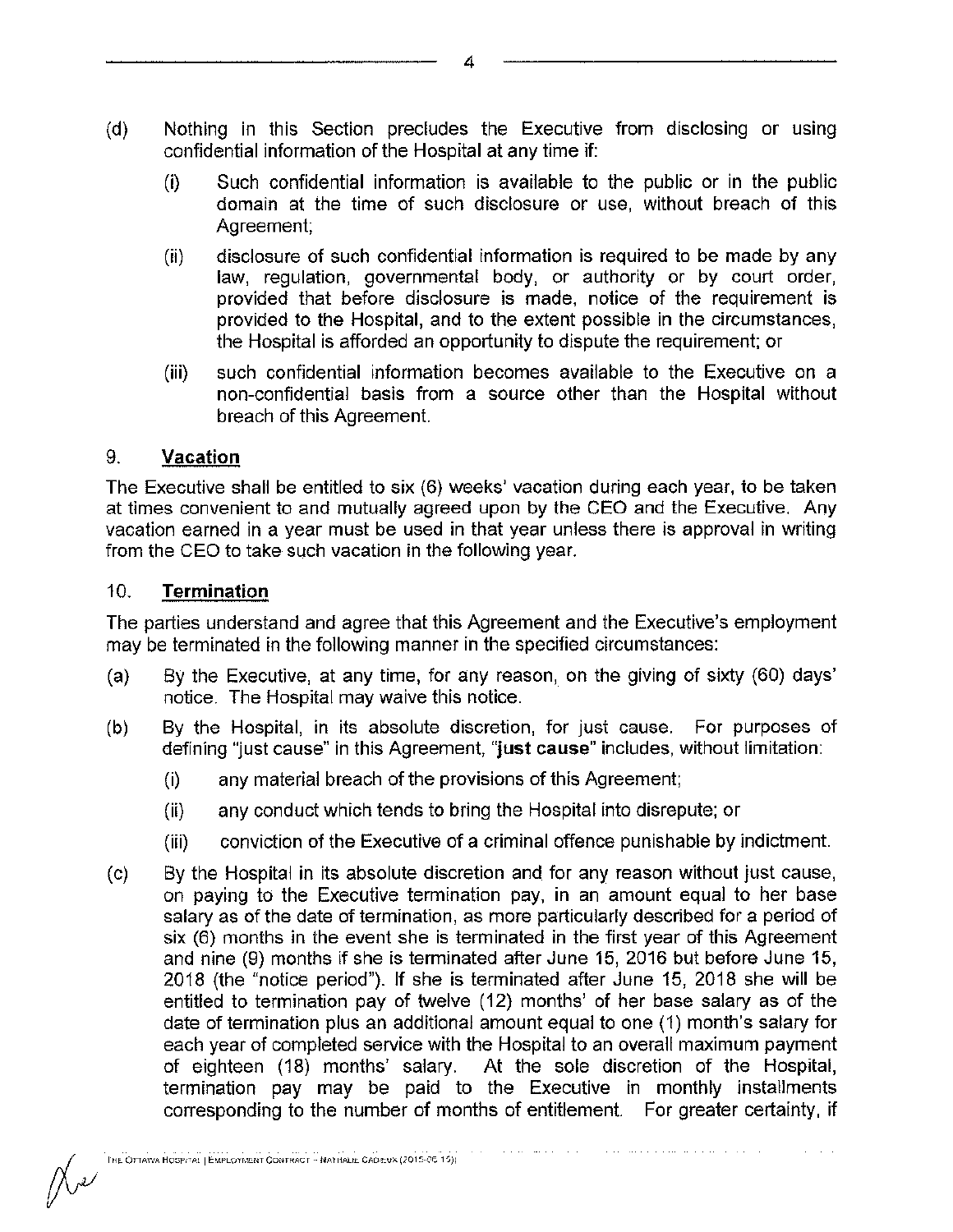(d) Nothing in this Section precludes the Executive from disclosing or using confidential information of the Hospital at any time if:

    (i) Such confidential information is available to the public or in the public domain at the time of such disclosure or use, without breach of this Agreement;

    (ii) disclosure of such confidential information is required to be made by any law, regulation, governmental body, or authority or by court order, provided that before disclosure is made, notice of the requirement is provided to the Hospital, and to the extent possible in the circumstances, the Hospital is afforded an opportunity to dispute the requirement; or

    (iii) such confidential information becomes available to the Executive on a non-confidential basis from a source other than the Hospital without breach of this Agreement.

## 9. **Vacation**

The Executive shall be entitled to six (6) weeks' vacation during each year, to be taken at times convenient to and mutually agreed upon by the CEO and the Executive. Any vacation earned in a year must be used in that year unless there is approval in writing from the CEO to take such vacation in the following year.

## 10. **Termination**

The parties understand and agree that this Agreement and the Executive's employment may be terminated in the following manner in the specified circumstances:

(a) By the Executive, at any time, for any reason, on the giving of sixty (60) days' notice. The Hospital may waive this notice.

(b) By the Hospital, in its absolute discretion, for just cause. For purposes of defining "just cause" in this Agreement, "**just cause**" includes, without limitation:

    (i) any material breach of the provisions of this Agreement;

    (ii) any conduct which tends to bring the Hospital into disrepute; or

    (iii) conviction of the Executive of a criminal offence punishable by indictment.

(c) By the Hospital in its absolute discretion and for any reason without just cause, on paying to the Executive termination pay, in an amount equal to her base salary as of the date of termination, as more particularly described for a period of six (6) months in the event she is terminated in the first year of this Agreement and nine (9) months if she is terminated after June 15, 2016 but before June 15, 2018 (the "notice period"). If she is terminated after June 15, 2018 she will be entitled to termination pay of twelve (12) months' of her base salary as of the date of termination plus an additional amount equal to one (1) month's salary for each year of completed service with the Hospital to an overall maximum payment of eighteen (18) months' salary. At the sole discretion of the Hospital, termination pay may be paid to the Executive in monthly installments corresponding to the number of months of entitlement. For greater certainty, if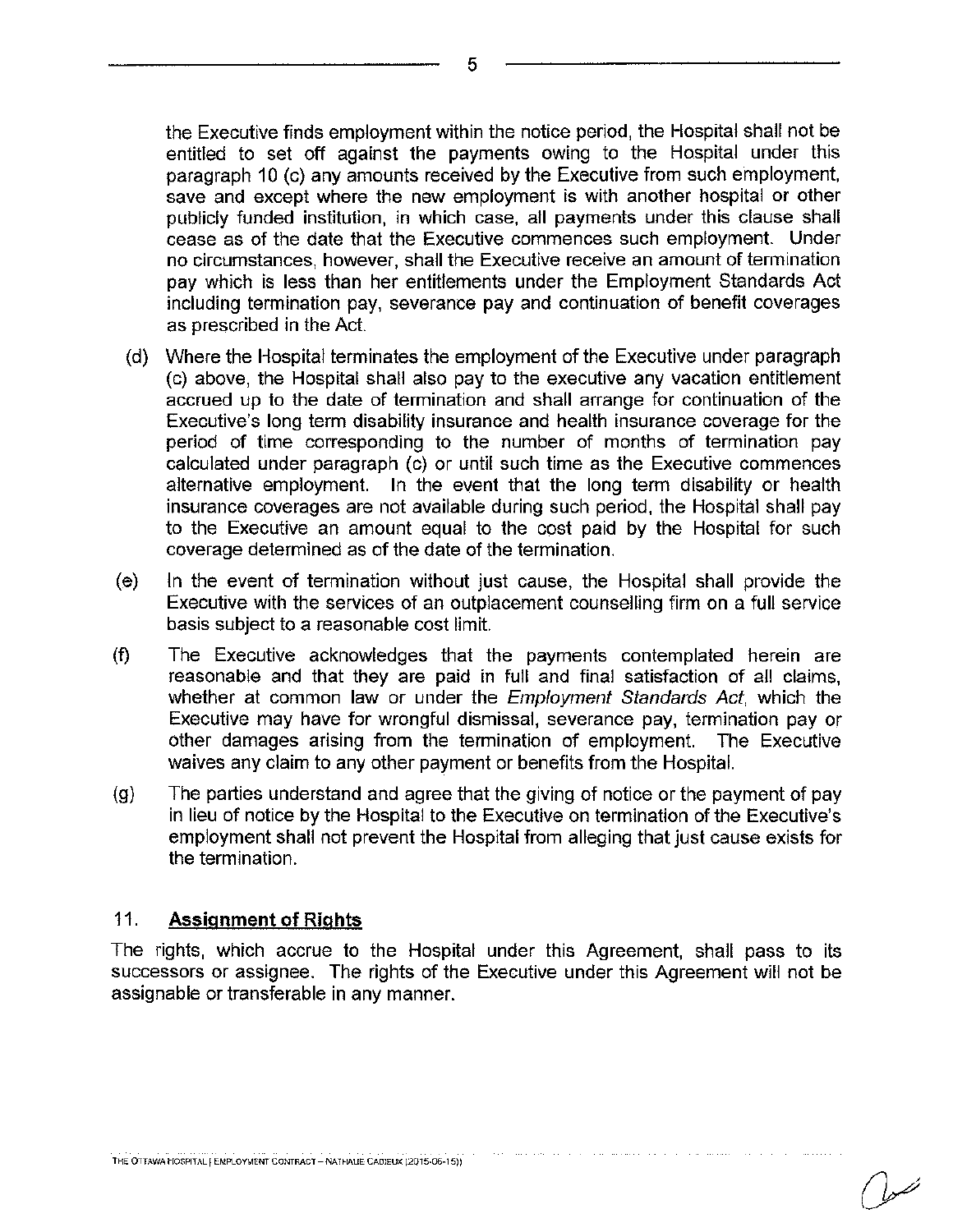the Executive finds employment within the notice period, the Hospital shall not be entitled to set off against the payments owing to the Hospital under this paragraph 10 (c) any amounts received by the Executive from such employment, save and except where the new employment is with another hospital or other publicly funded institution, in which case, all payments under this clause shall cease as of the date that the Executive commences such employment. Under no circumstances, however, shall the Executive receive an amount of termination pay which is less than her entitlements under the Employment Standards Act including termination pay, severance pay and continuation of benefit coverages as prescribed in the Act.

(d) Where the Hospital terminates the employment of the Executive under paragraph (c) above, the Hospital shall also pay to the executive any vacation entitlement accrued up to the date of termination and shall arrange for continuation of the Executive's long term disability insurance and health insurance coverage for the period of time corresponding to the number of months of termination pay calculated under paragraph (c) or until such time as the Executive commences alternative employment. In the event that the long term disability or health insurance coverages are not available during such period, the Hospital shall pay to the Executive an amount equal to the cost paid by the Hospital for such coverage determined as of the date of the termination.

(e) In the event of termination without just cause, the Hospital shall provide the Executive with the services of an outplacement counselling firm on a full service basis subject to a reasonable cost limit.

(f) The Executive acknowledges that the payments contemplated herein are reasonable and that they are paid in full and final satisfaction of all claims, whether at common law or under the *Employment Standards Act*, which the Executive may have for wrongful dismissal, severance pay, termination pay or other damages arising from the termination of employment. The Executive waives any claim to any other payment or benefits from the Hospital.

(g) The parties understand and agree that the giving of notice or the payment of pay in lieu of notice by the Hospital to the Executive on termination of the Executive's employment shall not prevent the Hospital from alleging that just cause exists for the termination.

## 11. Assignment of Rights

The rights, which accrue to the Hospital under this Agreement, shall pass to its successors or assignee. The rights of the Executive under this Agreement will not be assignable or transferable in any manner.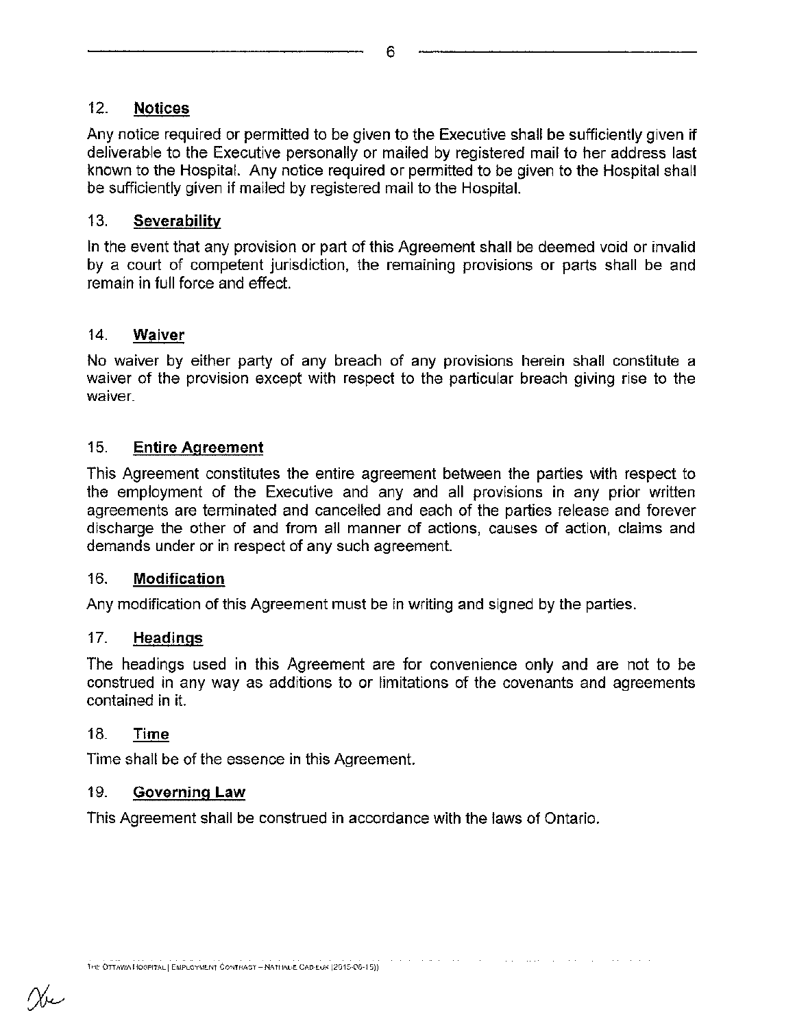## 12. **Notices**

Any notice required or permitted to be given to the Executive shall be sufficiently given if deliverable to the Executive personally or mailed by registered mail to her address last known to the Hospital. Any notice required or permitted to be given to the Hospital shall be sufficiently given if mailed by registered mail to the Hospital.

## 13. **Severability**

In the event that any provision or part of this Agreement shall be deemed void or invalid by a court of competent jurisdiction, the remaining provisions or parts shall be and remain in full force and effect.

## 14. **Waiver**

No waiver by either party of any breach of any provisions herein shall constitute a waiver of the provision except with respect to the particular breach giving rise to the waiver.

## 15. **Entire Agreement**

This Agreement constitutes the entire agreement between the parties with respect to the employment of the Executive and any and all provisions in any prior written agreements are terminated and cancelled and each of the parties release and forever discharge the other of and from all manner of actions, causes of action, claims and demands under or in respect of any such agreement.

## 16. **Modification**

Any modification of this Agreement must be in writing and signed by the parties.

## 17. **Headings**

The headings used in this Agreement are for convenience only and are not to be construed in any way as additions to or limitations of the covenants and agreements contained in it.

## 18. **Time**

Time shall be of the essence in this Agreement.

## 19. **Governing Law**

This Agreement shall be construed in accordance with the laws of Ontario.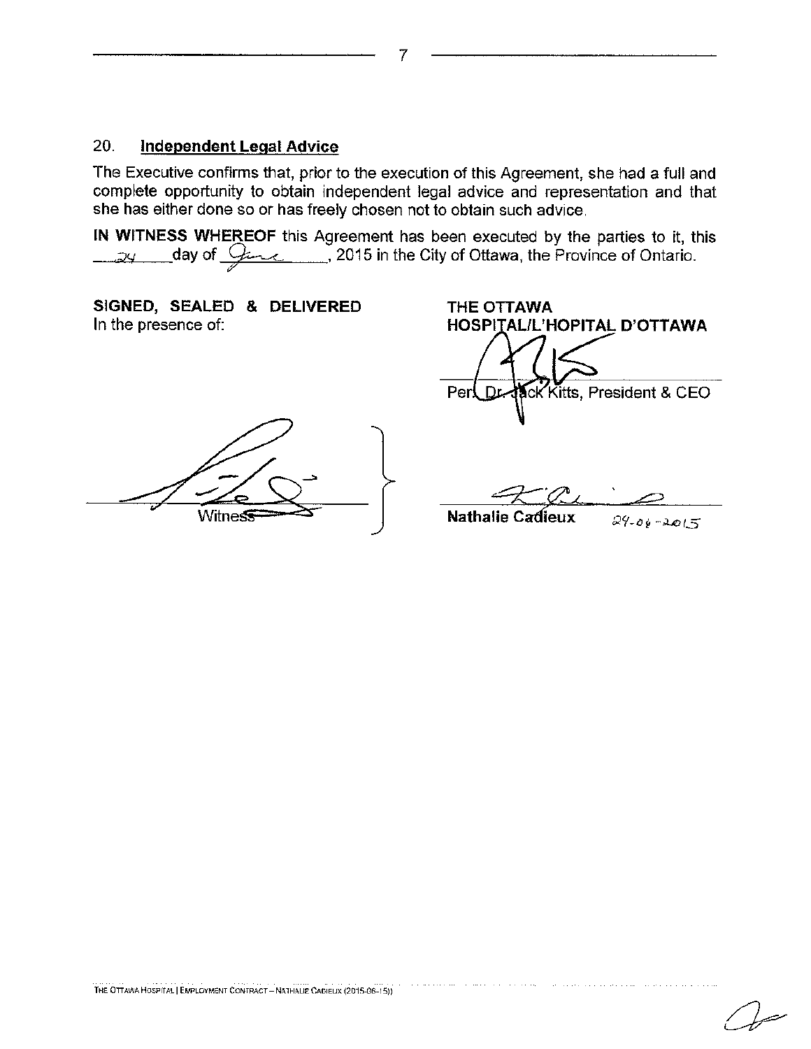## 20. Independent Legal Advice

The Executive confirms that, prior to the execution of this Agreement, she had a full and complete opportunity to obtain independent legal advice and representation and that she has either done so or has freely chosen not to obtain such advice.

**IN WITNESS WHEREOF** this Agreement has been executed by the parties to it, this \_\_24\_\_ day of \_\_June\_\_, 2015 in the City of Ottawa, the Province of Ontario.

**SIGNED, SEALED & DELIVERED**
In the presence of:

**THE OTTAWA HOSPITAL/L'HOPITAL D'OTTAWA**

\_\_\_\_\_\_\_\_\_\_\_\_\_\_\_\_\_\_\_\_\_\_\_\_\_\_\_\_
Per: Dr. Jack Kitts, President & CEO

\_\_\_\_\_\_\_\_\_\_\_\_\_\_\_\_\_\_\_\_\_\_\_\_\_\_\_\_
Witness

\_\_\_\_\_\_\_\_\_\_\_\_\_\_\_\_\_\_\_\_\_\_\_\_\_\_\_\_
**Nathalie Cadieux** 24-06-2015

THE OTTAWA HOSPITAL | EMPLOYMENT CONTRACT – NATHALIE CADIEUX (2015-06-15))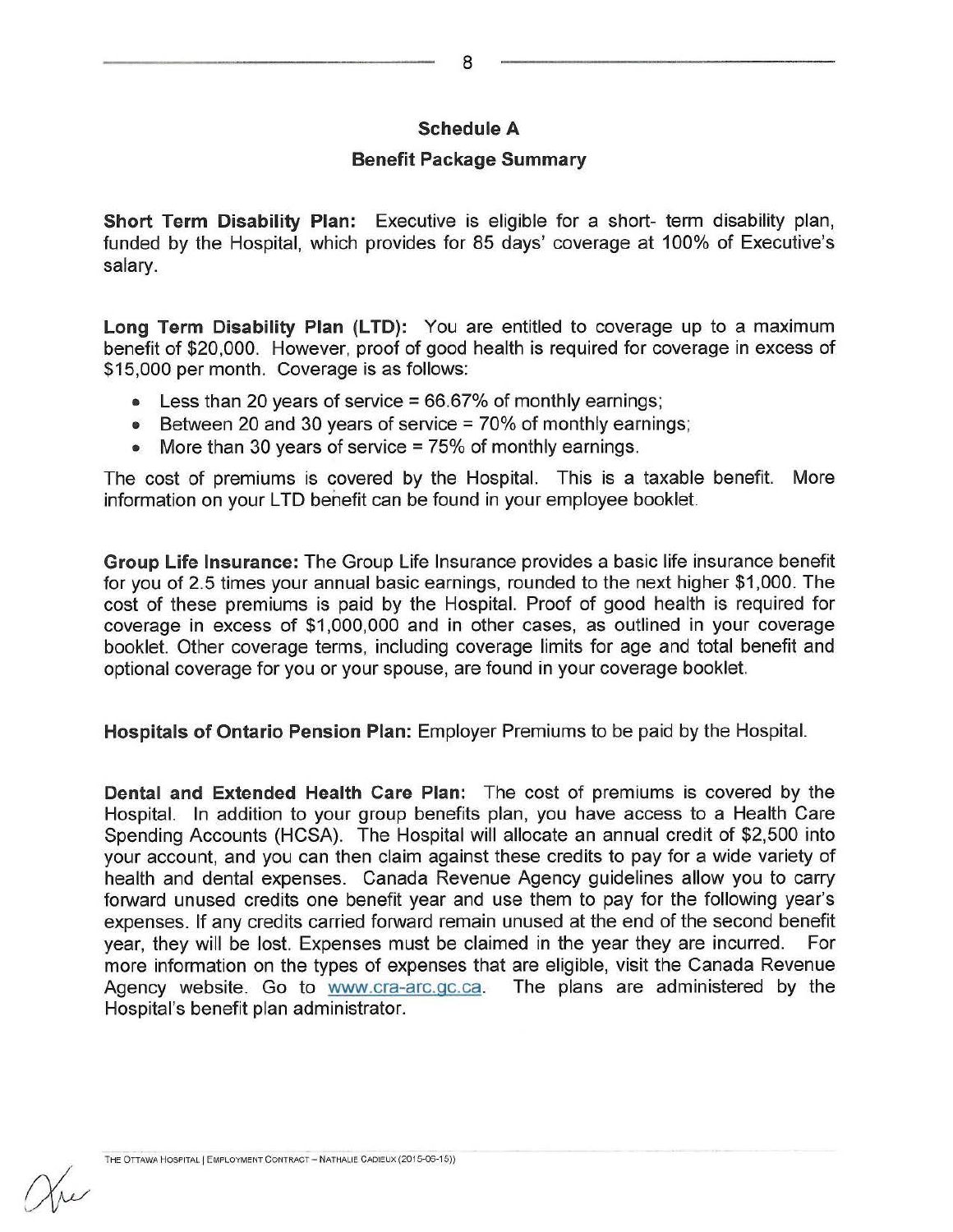## Schedule A

### Benefit Package Summary

**Short Term Disability Plan:** Executive is eligible for a short- term disability plan, funded by the Hospital, which provides for 85 days' coverage at 100% of Executive's salary.

**Long Term Disability Plan (LTD):** You are entitled to coverage up to a maximum benefit of $20,000. However, proof of good health is required for coverage in excess of $15,000 per month. Coverage is as follows:

- Less than 20 years of service = 66.67% of monthly earnings;
- Between 20 and 30 years of service = 70% of monthly earnings;
- More than 30 years of service = 75% of monthly earnings.

The cost of premiums is covered by the Hospital. This is a taxable benefit. More information on your LTD benefit can be found in your employee booklet.

**Group Life Insurance:** The Group Life Insurance provides a basic life insurance benefit for you of 2.5 times your annual basic earnings, rounded to the next higher $1,000. The cost of these premiums is paid by the Hospital. Proof of good health is required for coverage in excess of $1,000,000 and in other cases, as outlined in your coverage booklet. Other coverage terms, including coverage limits for age and total benefit and optional coverage for you or your spouse, are found in your coverage booklet.

**Hospitals of Ontario Pension Plan:** Employer Premiums to be paid by the Hospital.

**Dental and Extended Health Care Plan:** The cost of premiums is covered by the Hospital. In addition to your group benefits plan, you have access to a Health Care Spending Accounts (HCSA). The Hospital will allocate an annual credit of $2,500 into your account, and you can then claim against these credits to pay for a wide variety of health and dental expenses. Canada Revenue Agency guidelines allow you to carry forward unused credits one benefit year and use them to pay for the following year's expenses. If any credits carried forward remain unused at the end of the second benefit year, they will be lost. Expenses must be claimed in the year they are incurred. For more information on the types of expenses that are eligible, visit the Canada Revenue Agency website. Go to www.cra-arc.gc.ca. The plans are administered by the Hospital's benefit plan administrator.